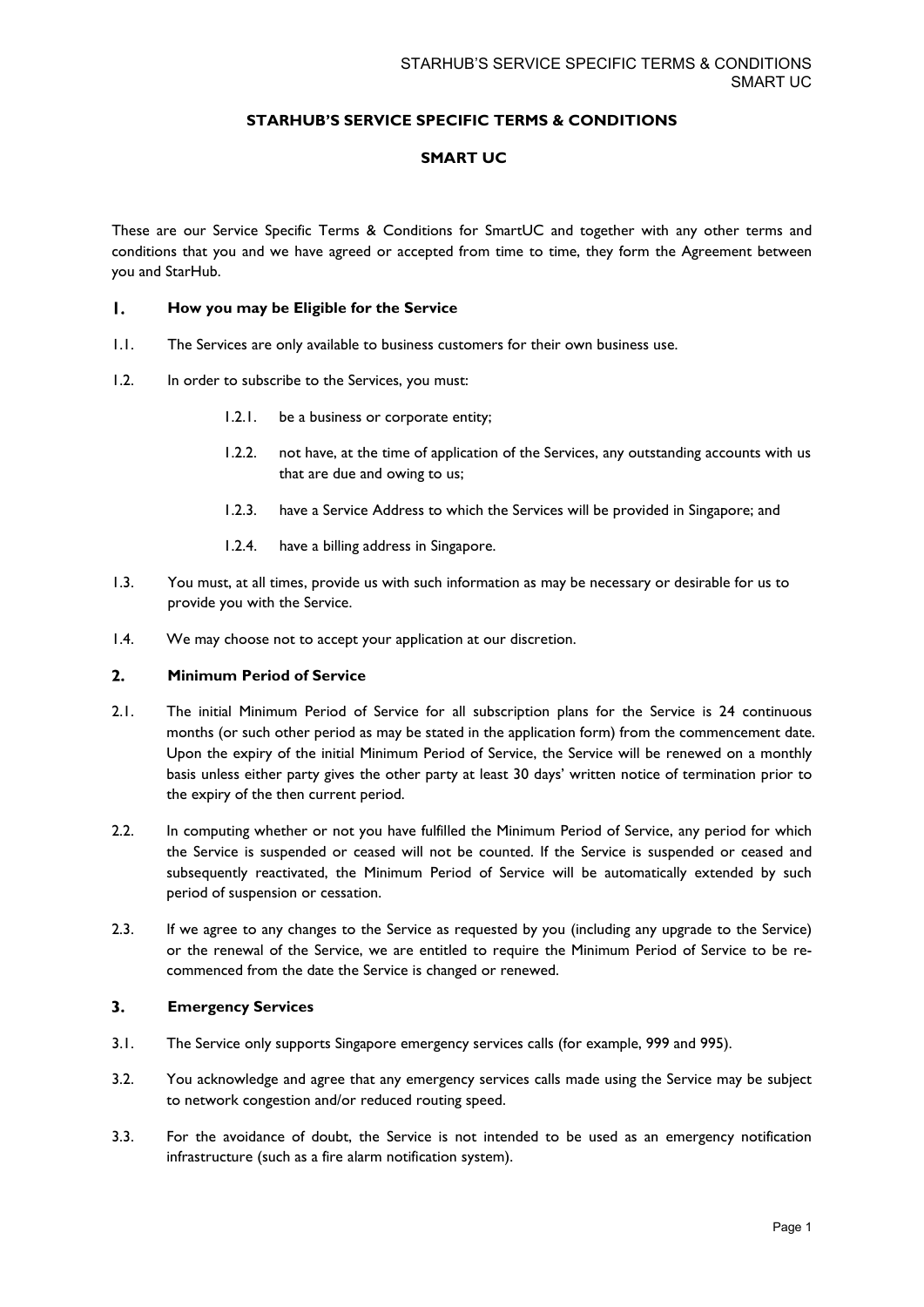**STARHUB'S SERVICE SPECIFIC TERMS & CONDITIONS**

**SMART UC**

These are our Service Specific Terms & Conditions for SmartUC and together with any other terms and conditions that you and we have agreed or accepted from time to time, they form the Agreement between you and StarHub.

## 1. How you may be Eligible for the Service

1.1. The Services are only available to business customers for their own business use.

1.2. In order to subscribe to the Services, you must:

- 1.2.1. be a business or corporate entity;
- 1.2.2. not have, at the time of application of the Services, any outstanding accounts with us that are due and owing to us;
- 1.2.3. have a Service Address to which the Services will be provided in Singapore; and
- 1.2.4. have a billing address in Singapore.

1.3. You must, at all times, provide us with such information as may be necessary or desirable for us to provide you with the Service.

1.4. We may choose not to accept your application at our discretion.

## 2. Minimum Period of Service

2.1. The initial Minimum Period of Service for all subscription plans for the Service is 24 continuous months (or such other period as may be stated in the application form) from the commencement date. Upon the expiry of the initial Minimum Period of Service, the Service will be renewed on a monthly basis unless either party gives the other party at least 30 days' written notice of termination prior to the expiry of the then current period.

2.2. In computing whether or not you have fulfilled the Minimum Period of Service, any period for which the Service is suspended or ceased will not be counted. If the Service is suspended or ceased and subsequently reactivated, the Minimum Period of Service will be automatically extended by such period of suspension or cessation.

2.3. If we agree to any changes to the Service as requested by you (including any upgrade to the Service) or the renewal of the Service, we are entitled to require the Minimum Period of Service to be re-commenced from the date the Service is changed or renewed.

## 3. Emergency Services

3.1. The Service only supports Singapore emergency services calls (for example, 999 and 995).

3.2. You acknowledge and agree that any emergency services calls made using the Service may be subject to network congestion and/or reduced routing speed.

3.3. For the avoidance of doubt, the Service is not intended to be used as an emergency notification infrastructure (such as a fire alarm notification system).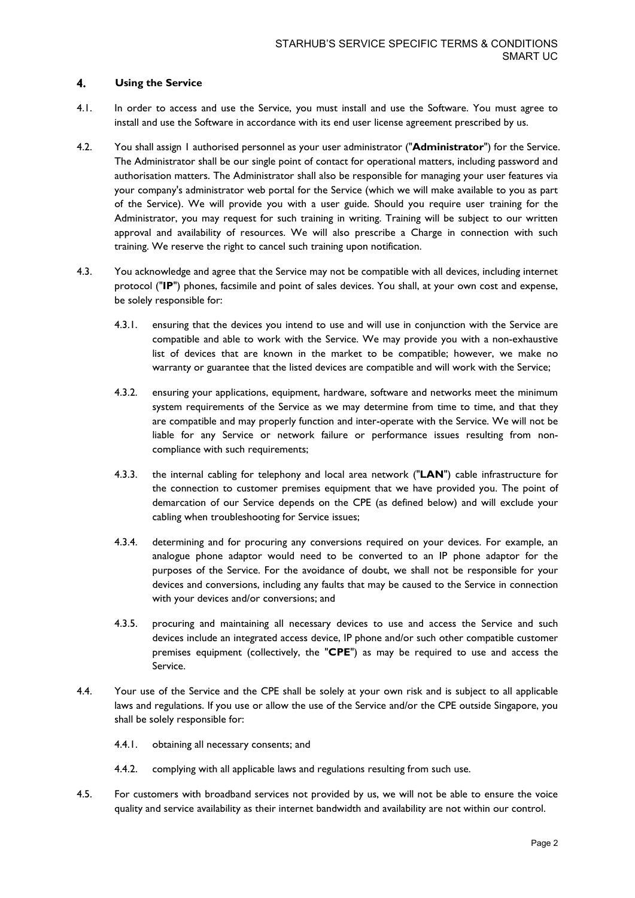## 4. Using the Service

4.1. In order to access and use the Service, you must install and use the Software. You must agree to install and use the Software in accordance with its end user license agreement prescribed by us.

4.2. You shall assign 1 authorised personnel as your user administrator ("**Administrator**") for the Service. The Administrator shall be our single point of contact for operational matters, including password and authorisation matters. The Administrator shall also be responsible for managing your user features via your company's administrator web portal for the Service (which we will make available to you as part of the Service). We will provide you with a user guide. Should you require user training for the Administrator, you may request for such training in writing. Training will be subject to our written approval and availability of resources. We will also prescribe a Charge in connection with such training. We reserve the right to cancel such training upon notification.

4.3. You acknowledge and agree that the Service may not be compatible with all devices, including internet protocol ("**IP**") phones, facsimile and point of sales devices. You shall, at your own cost and expense, be solely responsible for:

4.3.1. ensuring that the devices you intend to use and will use in conjunction with the Service are compatible and able to work with the Service. We may provide you with a non-exhaustive list of devices that are known in the market to be compatible; however, we make no warranty or guarantee that the listed devices are compatible and will work with the Service;

4.3.2. ensuring your applications, equipment, hardware, software and networks meet the minimum system requirements of the Service as we may determine from time to time, and that they are compatible and may properly function and inter-operate with the Service. We will not be liable for any Service or network failure or performance issues resulting from non-compliance with such requirements;

4.3.3. the internal cabling for telephony and local area network ("**LAN**") cable infrastructure for the connection to customer premises equipment that we have provided you. The point of demarcation of our Service depends on the CPE (as defined below) and will exclude your cabling when troubleshooting for Service issues;

4.3.4. determining and for procuring any conversions required on your devices. For example, an analogue phone adaptor would need to be converted to an IP phone adaptor for the purposes of the Service. For the avoidance of doubt, we shall not be responsible for your devices and conversions, including any faults that may be caused to the Service in connection with your devices and/or conversions; and

4.3.5. procuring and maintaining all necessary devices to use and access the Service and such devices include an integrated access device, IP phone and/or such other compatible customer premises equipment (collectively, the "**CPE**") as may be required to use and access the Service.

4.4. Your use of the Service and the CPE shall be solely at your own risk and is subject to all applicable laws and regulations. If you use or allow the use of the Service and/or the CPE outside Singapore, you shall be solely responsible for:

4.4.1. obtaining all necessary consents; and

4.4.2. complying with all applicable laws and regulations resulting from such use.

4.5. For customers with broadband services not provided by us, we will not be able to ensure the voice quality and service availability as their internet bandwidth and availability are not within our control.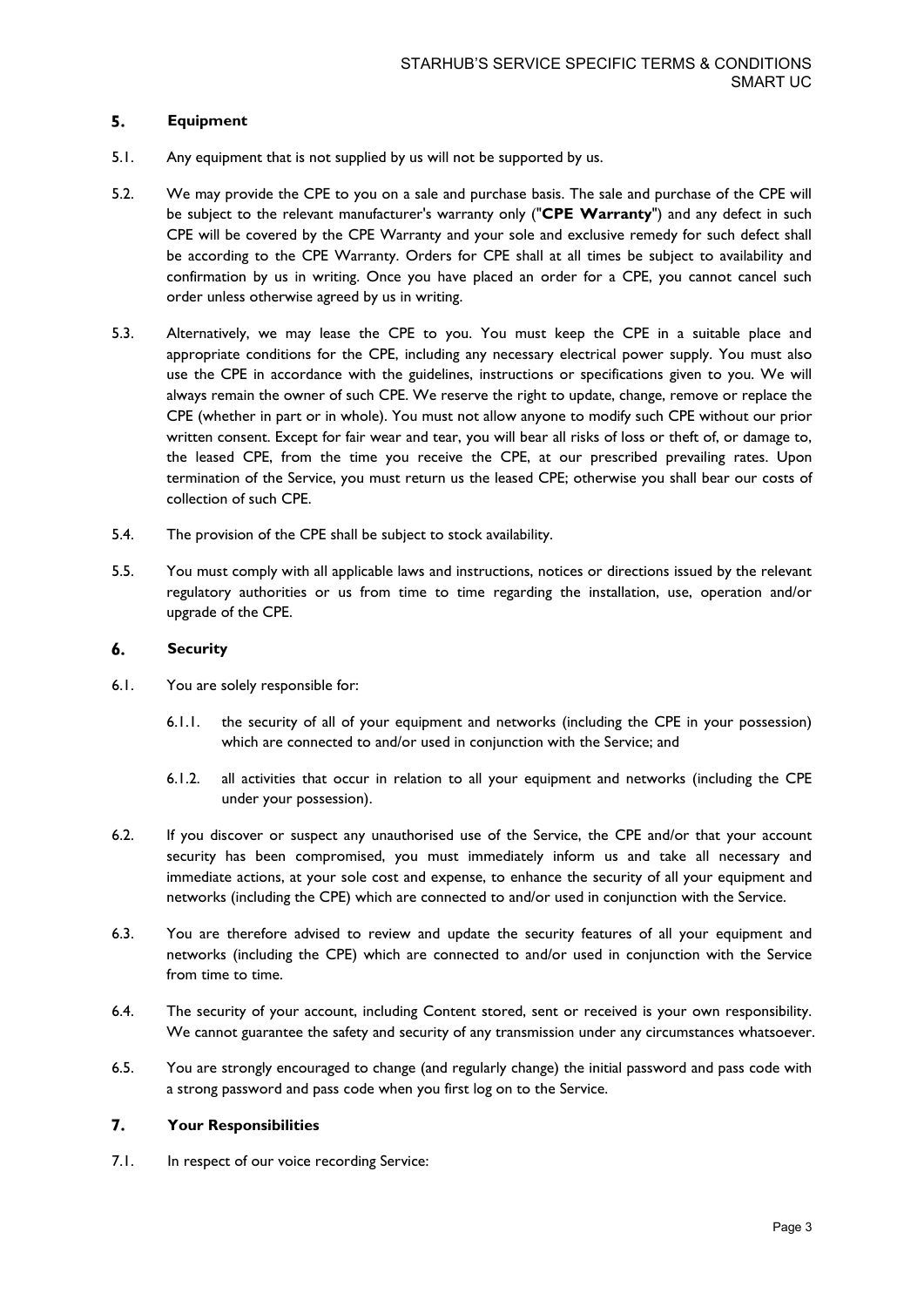## 5. Equipment

5.1. Any equipment that is not supplied by us will not be supported by us.

5.2. We may provide the CPE to you on a sale and purchase basis. The sale and purchase of the CPE will be subject to the relevant manufacturer's warranty only ("**CPE Warranty**") and any defect in such CPE will be covered by the CPE Warranty and your sole and exclusive remedy for such defect shall be according to the CPE Warranty. Orders for CPE shall at all times be subject to availability and confirmation by us in writing. Once you have placed an order for a CPE, you cannot cancel such order unless otherwise agreed by us in writing.

5.3. Alternatively, we may lease the CPE to you. You must keep the CPE in a suitable place and appropriate conditions for the CPE, including any necessary electrical power supply. You must also use the CPE in accordance with the guidelines, instructions or specifications given to you. We will always remain the owner of such CPE. We reserve the right to update, change, remove or replace the CPE (whether in part or in whole). You must not allow anyone to modify such CPE without our prior written consent. Except for fair wear and tear, you will bear all risks of loss or theft of, or damage to, the leased CPE, from the time you receive the CPE, at our prescribed prevailing rates. Upon termination of the Service, you must return us the leased CPE; otherwise you shall bear our costs of collection of such CPE.

5.4. The provision of the CPE shall be subject to stock availability.

5.5. You must comply with all applicable laws and instructions, notices or directions issued by the relevant regulatory authorities or us from time to time regarding the installation, use, operation and/or upgrade of the CPE.

## 6. Security

6.1. You are solely responsible for:

6.1.1. the security of all of your equipment and networks (including the CPE in your possession) which are connected to and/or used in conjunction with the Service; and

6.1.2. all activities that occur in relation to all your equipment and networks (including the CPE under your possession).

6.2. If you discover or suspect any unauthorised use of the Service, the CPE and/or that your account security has been compromised, you must immediately inform us and take all necessary and immediate actions, at your sole cost and expense, to enhance the security of all your equipment and networks (including the CPE) which are connected to and/or used in conjunction with the Service.

6.3. You are therefore advised to review and update the security features of all your equipment and networks (including the CPE) which are connected to and/or used in conjunction with the Service from time to time.

6.4. The security of your account, including Content stored, sent or received is your own responsibility. We cannot guarantee the safety and security of any transmission under any circumstances whatsoever.

6.5. You are strongly encouraged to change (and regularly change) the initial password and pass code with a strong password and pass code when you first log on to the Service.

## 7. Your Responsibilities

7.1. In respect of our voice recording Service: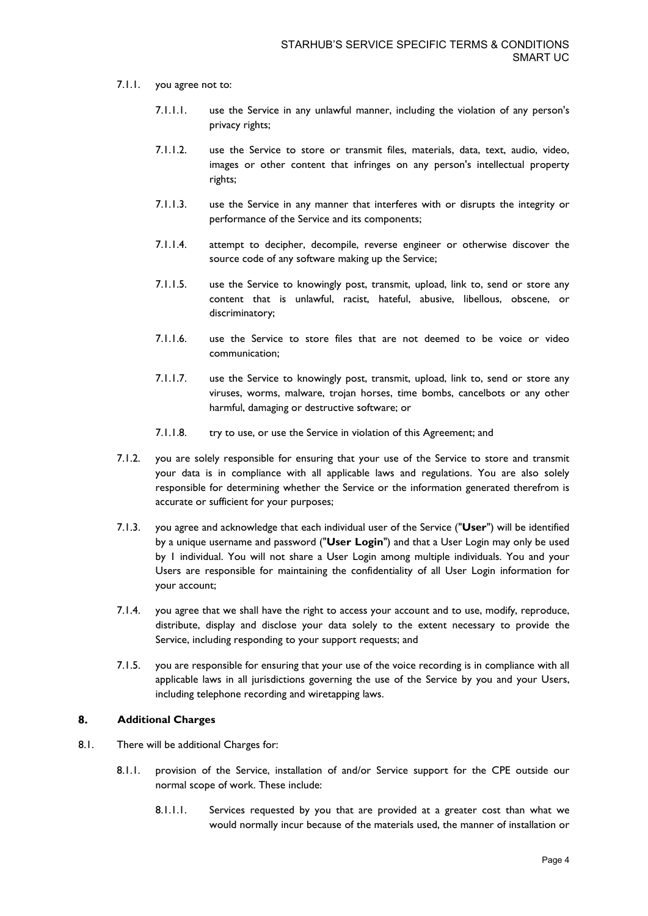7.1.1. you agree not to:

7.1.1.1. use the Service in any unlawful manner, including the violation of any person's privacy rights;

7.1.1.2. use the Service to store or transmit files, materials, data, text, audio, video, images or other content that infringes on any person's intellectual property rights;

7.1.1.3. use the Service in any manner that interferes with or disrupts the integrity or performance of the Service and its components;

7.1.1.4. attempt to decipher, decompile, reverse engineer or otherwise discover the source code of any software making up the Service;

7.1.1.5. use the Service to knowingly post, transmit, upload, link to, send or store any content that is unlawful, racist, hateful, abusive, libellous, obscene, or discriminatory;

7.1.1.6. use the Service to store files that are not deemed to be voice or video communication;

7.1.1.7. use the Service to knowingly post, transmit, upload, link to, send or store any viruses, worms, malware, trojan horses, time bombs, cancelbots or any other harmful, damaging or destructive software; or

7.1.1.8. try to use, or use the Service in violation of this Agreement; and

7.1.2. you are solely responsible for ensuring that your use of the Service to store and transmit your data is in compliance with all applicable laws and regulations. You are also solely responsible for determining whether the Service or the information generated therefrom is accurate or sufficient for your purposes;

7.1.3. you agree and acknowledge that each individual user of the Service ("**User**") will be identified by a unique username and password ("**User Login**") and that a User Login may only be used by 1 individual. You will not share a User Login among multiple individuals. You and your Users are responsible for maintaining the confidentiality of all User Login information for your account;

7.1.4. you agree that we shall have the right to access your account and to use, modify, reproduce, distribute, display and disclose your data solely to the extent necessary to provide the Service, including responding to your support requests; and

7.1.5. you are responsible for ensuring that your use of the voice recording is in compliance with all applicable laws in all jurisdictions governing the use of the Service by you and your Users, including telephone recording and wiretapping laws.

## 8. Additional Charges

8.1. There will be additional Charges for:

8.1.1. provision of the Service, installation of and/or Service support for the CPE outside our normal scope of work. These include:

8.1.1.1. Services requested by you that are provided at a greater cost than what we would normally incur because of the materials used, the manner of installation or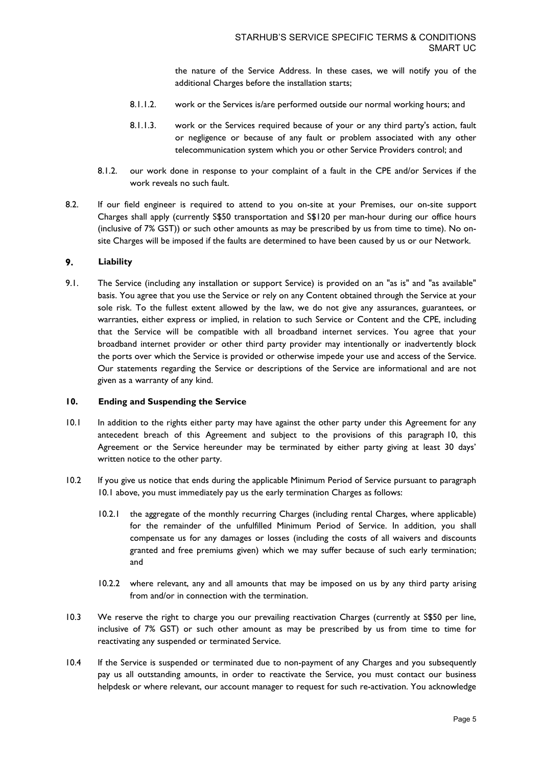the nature of the Service Address. In these cases, we will notify you of the additional Charges before the installation starts;

8.1.1.2. work or the Services is/are performed outside our normal working hours; and

8.1.1.3. work or the Services required because of your or any third party's action, fault or negligence or because of any fault or problem associated with any other telecommunication system which you or other Service Providers control; and

8.1.2. our work done in response to your complaint of a fault in the CPE and/or Services if the work reveals no such fault.

8.2. If our field engineer is required to attend to you on-site at your Premises, our on-site support Charges shall apply (currently S$50 transportation and S$120 per man-hour during our office hours (inclusive of 7% GST)) or such other amounts as may be prescribed by us from time to time). No on-site Charges will be imposed if the faults are determined to have been caused by us or our Network.

## 9. Liability

9.1. The Service (including any installation or support Service) is provided on an "as is" and "as available" basis. You agree that you use the Service or rely on any Content obtained through the Service at your sole risk. To the fullest extent allowed by the law, we do not give any assurances, guarantees, or warranties, either express or implied, in relation to such Service or Content and the CPE, including that the Service will be compatible with all broadband internet services. You agree that your broadband internet provider or other third party provider may intentionally or inadvertently block the ports over which the Service is provided or otherwise impede your use and access of the Service. Our statements regarding the Service or descriptions of the Service are informational and are not given as a warranty of any kind.

## 10. Ending and Suspending the Service

10.1 In addition to the rights either party may have against the other party under this Agreement for any antecedent breach of this Agreement and subject to the provisions of this paragraph 10, this Agreement or the Service hereunder may be terminated by either party giving at least 30 days' written notice to the other party.

10.2 If you give us notice that ends during the applicable Minimum Period of Service pursuant to paragraph 10.1 above, you must immediately pay us the early termination Charges as follows:

10.2.1 the aggregate of the monthly recurring Charges (including rental Charges, where applicable) for the remainder of the unfulfilled Minimum Period of Service. In addition, you shall compensate us for any damages or losses (including the costs of all waivers and discounts granted and free premiums given) which we may suffer because of such early termination; and

10.2.2 where relevant, any and all amounts that may be imposed on us by any third party arising from and/or in connection with the termination.

10.3 We reserve the right to charge you our prevailing reactivation Charges (currently at S$50 per line, inclusive of 7% GST) or such other amount as may be prescribed by us from time to time for reactivating any suspended or terminated Service.

10.4 If the Service is suspended or terminated due to non-payment of any Charges and you subsequently pay us all outstanding amounts, in order to reactivate the Service, you must contact our business helpdesk or where relevant, our account manager to request for such re-activation. You acknowledge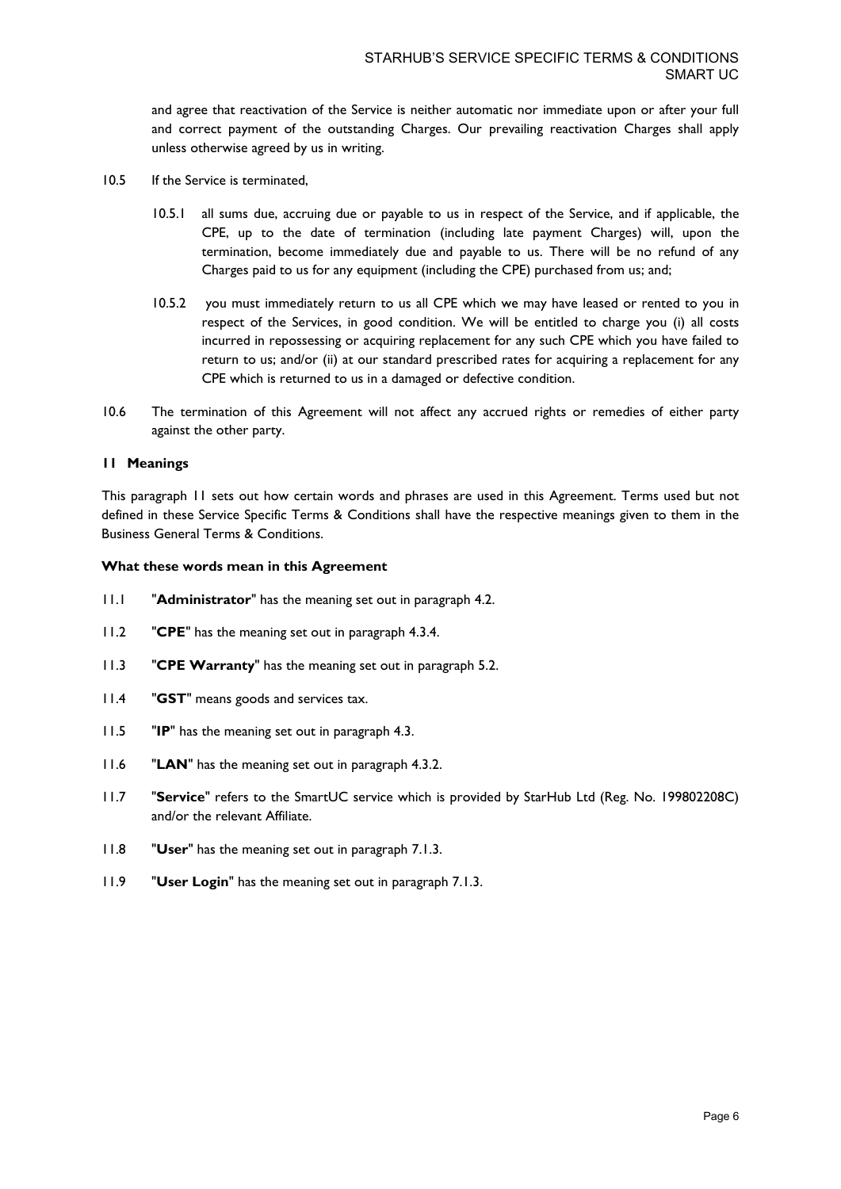and agree that reactivation of the Service is neither automatic nor immediate upon or after your full and correct payment of the outstanding Charges. Our prevailing reactivation Charges shall apply unless otherwise agreed by us in writing.

10.5 If the Service is terminated,

10.5.1 all sums due, accruing due or payable to us in respect of the Service, and if applicable, the CPE, up to the date of termination (including late payment Charges) will, upon the termination, become immediately due and payable to us. There will be no refund of any Charges paid to us for any equipment (including the CPE) purchased from us; and;

10.5.2 you must immediately return to us all CPE which we may have leased or rented to you in respect of the Services, in good condition. We will be entitled to charge you (i) all costs incurred in repossessing or acquiring replacement for any such CPE which you have failed to return to us; and/or (ii) at our standard prescribed rates for acquiring a replacement for any CPE which is returned to us in a damaged or defective condition.

10.6 The termination of this Agreement will not affect any accrued rights or remedies of either party against the other party.

## 11 Meanings

This paragraph 11 sets out how certain words and phrases are used in this Agreement. Terms used but not defined in these Service Specific Terms & Conditions shall have the respective meanings given to them in the Business General Terms & Conditions.

### What these words mean in this Agreement

11.1 "**Administrator**" has the meaning set out in paragraph 4.2.

11.2 "**CPE**" has the meaning set out in paragraph 4.3.4.

11.3 "**CPE Warranty**" has the meaning set out in paragraph 5.2.

11.4 "**GST**" means goods and services tax.

11.5 "**IP**" has the meaning set out in paragraph 4.3.

11.6 "**LAN**" has the meaning set out in paragraph 4.3.2.

11.7 "**Service**" refers to the SmartUC service which is provided by StarHub Ltd (Reg. No. 199802208C) and/or the relevant Affiliate.

11.8 "**User**" has the meaning set out in paragraph 7.1.3.

11.9 "**User Login**" has the meaning set out in paragraph 7.1.3.